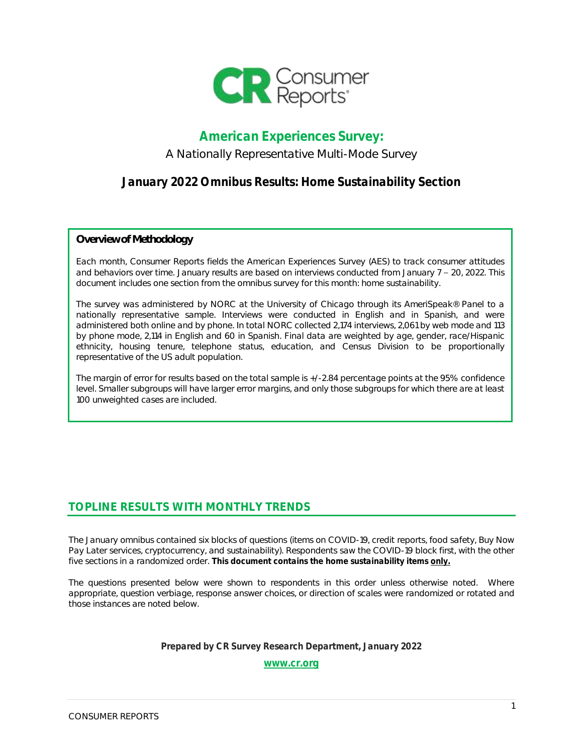# American Experiences Survey:

A Nationally Representative Multi-Mode Survey

## January 2022 Omnibus Results: Home Sustainability Section

**Overview of Methodology**

Each month, Consumer Reports fields the American Experiences Survey (AES) to track consumer attitudes and behaviors over time. January results are based on interviews conducted from January 7 – 20, 2022. This document includes one section from the omnibus survey for this month: home sustainability.

The survey was administered by NORC at the University of Chicago through its AmeriSpeak® Panel to a nationally representative sample. Interviews were conducted in English and in Spanish, and were administered both online and by phone. In total NORC collected 2,174 interviews, 2,061 by web mode and 113 by phone mode, 2,114 in English and 60 in Spanish. Final data are weighted by age, gender, race/Hispanic ethnicity, housing tenure, telephone status, education, and Census Division to be proportionally representative of the US adult population.

The margin of error for results based on the total sample is +/-2.84 percentage points at the 95% confidence level. Smaller subgroups will have larger error margins, and only those subgroups for which there are at least 100 unweighted cases are included.

## TOPLINE RESULTS WITH MONTHLY TRENDS

The January omnibus contained six blocks of questions (items on COVID-19, credit reports, food safety, Buy Now Pay Later services, cryptocurrency, and sustainability). Respondents saw the COVID-19 block first, with the other five sections in a randomized order. **This document contains the home sustainability items only.**

The questions presented below were shown to respondents in this order unless otherwise noted. Where appropriate, question verbiage, response answer choices, or direction of scales were randomized or rotated and those instances are noted below.

***Prepared by CR Survey Research Department, January 2022***

**www.cr.org**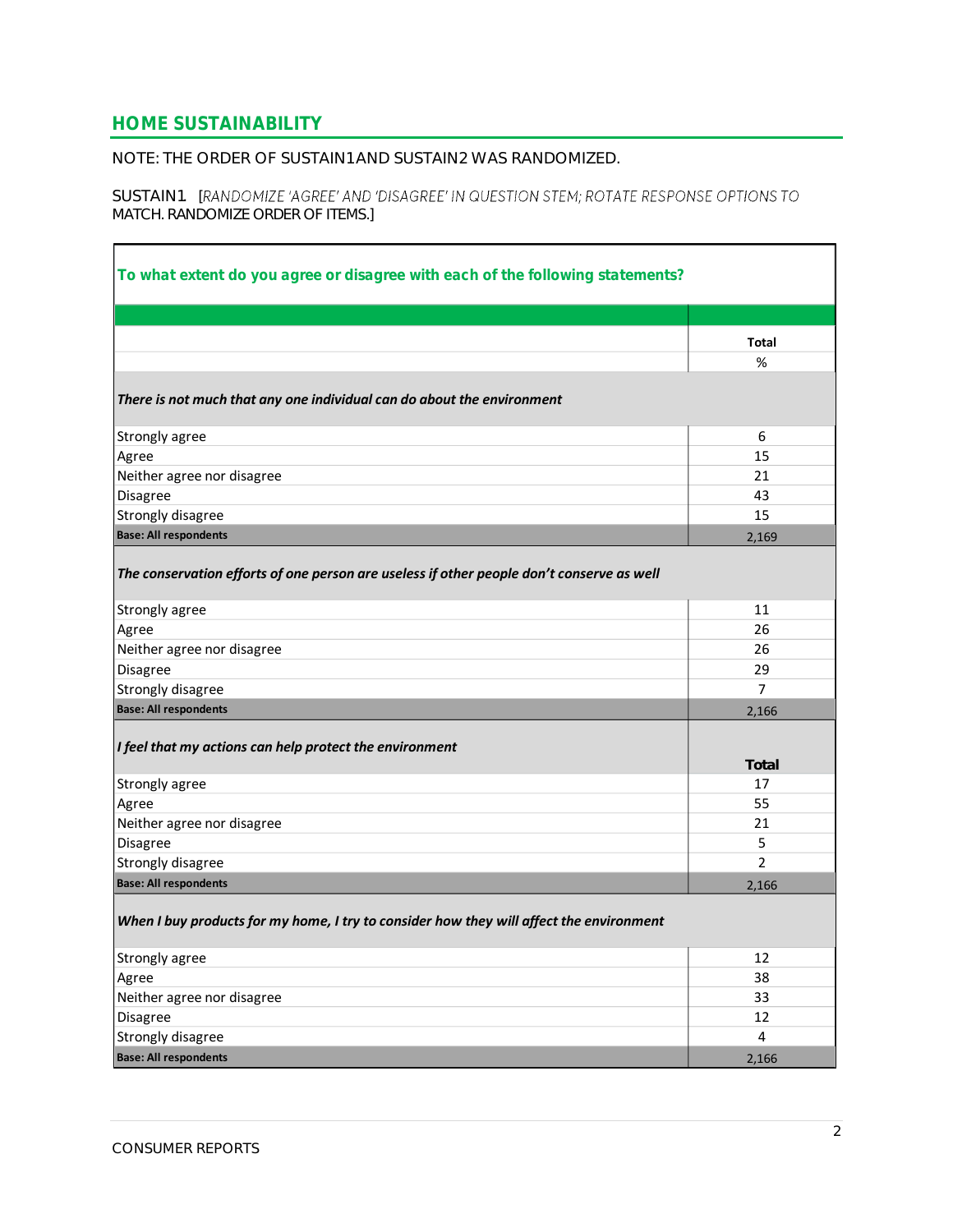## HOME SUSTAINABILITY

NOTE: THE ORDER OF SUSTAIN1AND SUSTAIN2 WAS RANDOMIZED.

SUSTAIN1 [*RANDOMIZE 'AGREE' AND 'DISAGREE' IN QUESTION STEM; ROTATE RESPONSE OPTIONS TO* MATCH. RANDOMIZE ORDER OF ITEMS.]

**To what extent do you agree or disagree with each of the following statements?**

| | Total |
|---|---|
| | % |
| ***There is not much that any one individual can do about the environment*** | |
| Strongly agree | 6 |
| Agree | 15 |
| Neither agree nor disagree | 21 |
| Disagree | 43 |
| Strongly disagree | 15 |
| **Base: All respondents** | 2,169 |
| ***The conservation efforts of one person are useless if other people don't conserve as well*** | |
| Strongly agree | 11 |
| Agree | 26 |
| Neither agree nor disagree | 26 |
| Disagree | 29 |
| Strongly disagree | 7 |
| **Base: All respondents** | 2,166 |
| ***I feel that my actions can help protect the environment*** | **Total** |
| Strongly agree | 17 |
| Agree | 55 |
| Neither agree nor disagree | 21 |
| Disagree | 5 |
| Strongly disagree | 2 |
| **Base: All respondents** | 2,166 |
| ***When I buy products for my home, I try to consider how they will affect the environment*** | |
| Strongly agree | 12 |
| Agree | 38 |
| Neither agree nor disagree | 33 |
| Disagree | 12 |
| Strongly disagree | 4 |
| **Base: All respondents** | 2,166 |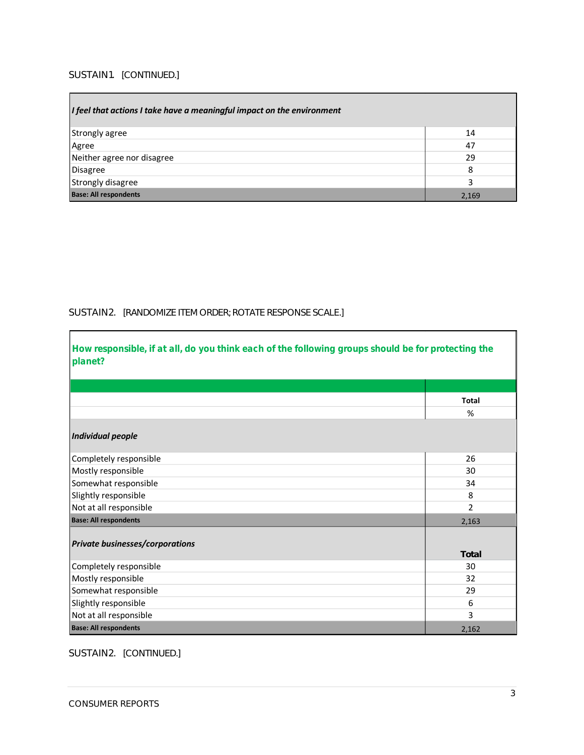SUSTAIN1 [CONTINUED.]

| *I feel that actions I take have a meaningful impact on the environment* | |
|---|---|
| Strongly agree | 14 |
| Agree | 47 |
| Neither agree nor disagree | 29 |
| Disagree | 8 |
| Strongly disagree | 3 |
| **Base: All respondents** | 2,169 |

SUSTAIN2. [RANDOMIZE ITEM ORDER; ROTATE RESPONSE SCALE.]

**How responsible, if at all, do you think each of the following groups should be for protecting the planet?**

| | Total |
|---|---|
| | % |
| ***Individual people*** | |
| Completely responsible | 26 |
| Mostly responsible | 30 |
| Somewhat responsible | 34 |
| Slightly responsible | 8 |
| Not at all responsible | 2 |
| **Base: All respondents** | 2,163 |
| ***Private businesses/corporations*** | **Total** |
| Completely responsible | 30 |
| Mostly responsible | 32 |
| Somewhat responsible | 29 |
| Slightly responsible | 6 |
| Not at all responsible | 3 |
| **Base: All respondents** | 2,162 |

SUSTAIN2. [CONTINUED.]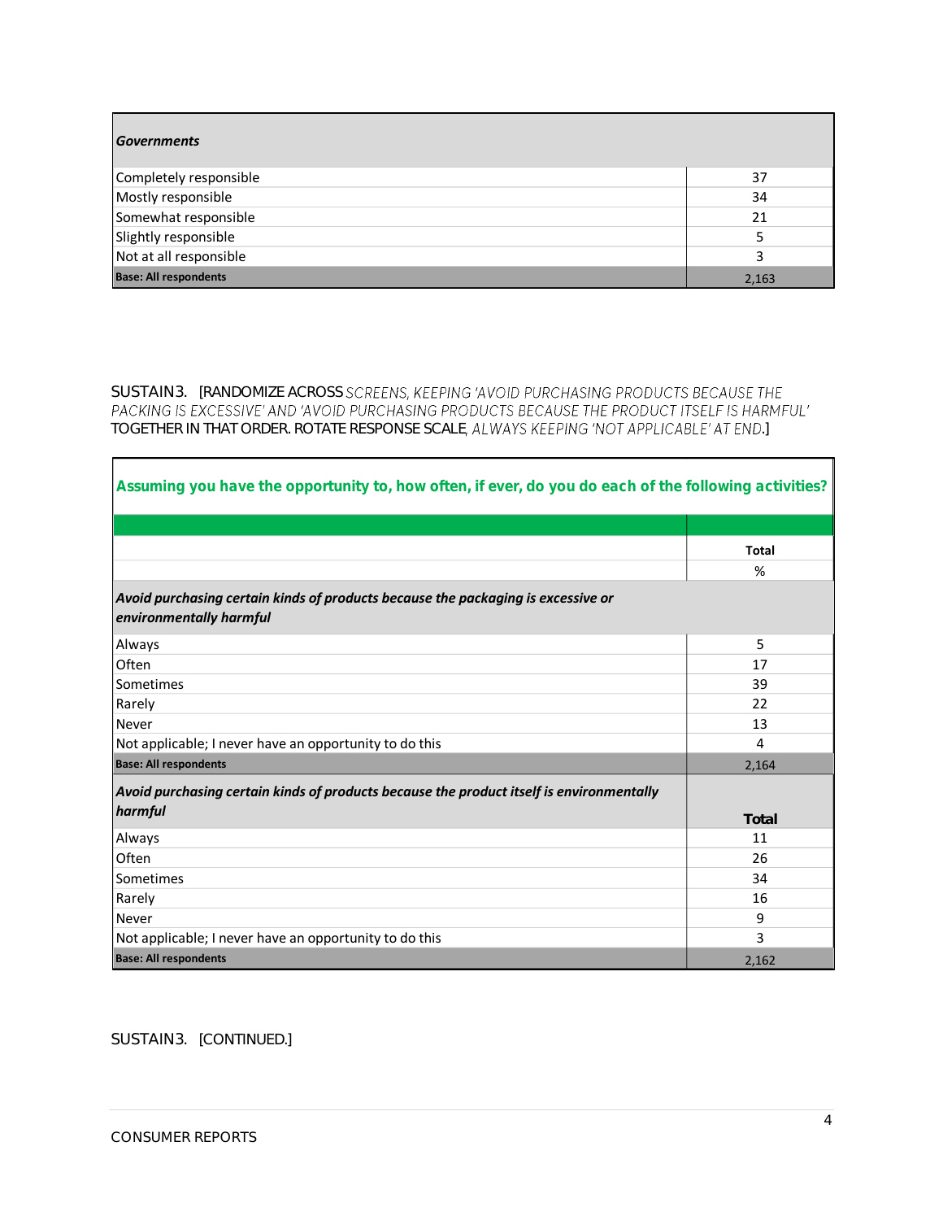| *Governments* | |
|---|---|
| Completely responsible | 37 |
| Mostly responsible | 34 |
| Somewhat responsible | 21 |
| Slightly responsible | 5 |
| Not at all responsible | 3 |
| **Base: All respondents** | 2,163 |

SUSTAIN3. [RANDOMIZE ACROSS *SCREENS, KEEPING 'AVOID PURCHASING PRODUCTS BECAUSE THE PACKING IS EXCESSIVE' AND 'AVOID PURCHASING PRODUCTS BECAUSE THE PRODUCT ITSELF IS HARMFUL'* TOGETHER IN THAT ORDER. ROTATE RESPONSE SCALE, *ALWAYS KEEPING 'NOT APPLICABLE' AT END.*]

**Assuming you have the opportunity to, how often, if ever, do you do each of the following activities?**

| | **Total** |
|---|---|
| | % |
| ***Avoid purchasing certain kinds of products because the packaging is excessive or environmentally harmful*** | |
| Always | 5 |
| Often | 17 |
| Sometimes | 39 |
| Rarely | 22 |
| Never | 13 |
| Not applicable; I never have an opportunity to do this | 4 |
| **Base: All respondents** | 2,164 |
| ***Avoid purchasing certain kinds of products because the product itself is environmentally harmful*** | **Total** |
| Always | 11 |
| Often | 26 |
| Sometimes | 34 |
| Rarely | 16 |
| Never | 9 |
| Not applicable; I never have an opportunity to do this | 3 |
| **Base: All respondents** | 2,162 |

SUSTAIN3. [CONTINUED.]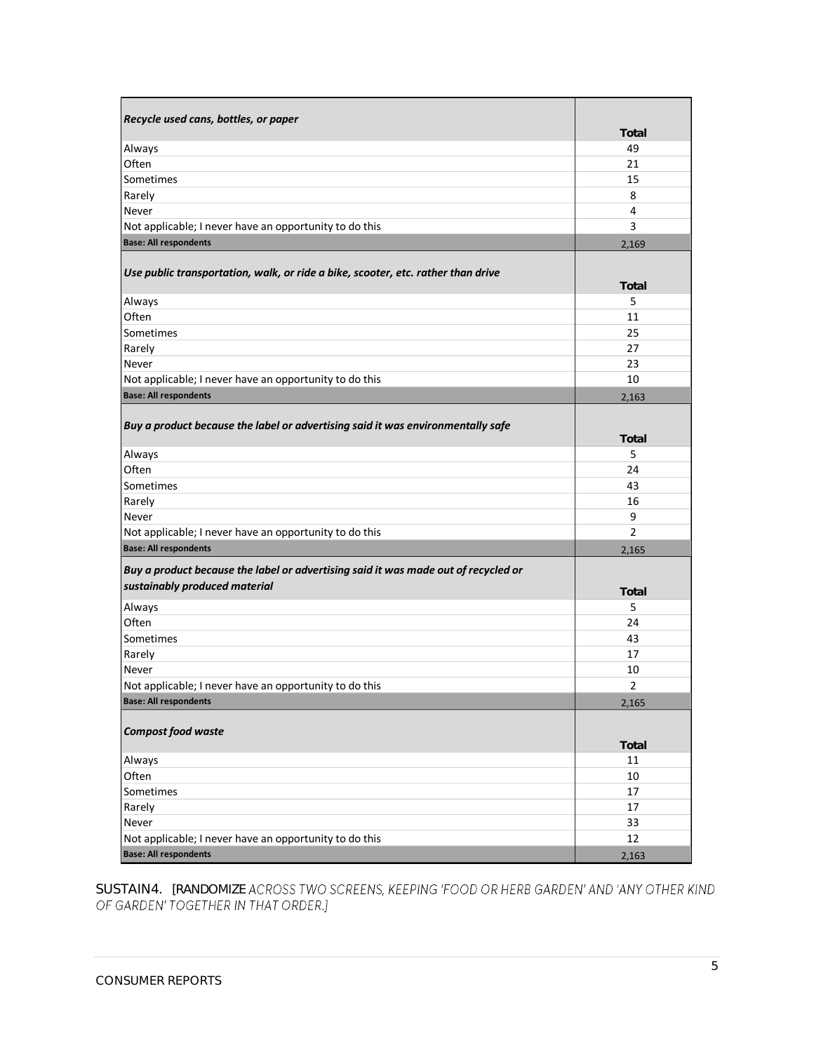| *Recycle used cans, bottles, or paper* | **Total** |
|---|---|
| Always | 49 |
| Often | 21 |
| Sometimes | 15 |
| Rarely | 8 |
| Never | 4 |
| Not applicable; I never have an opportunity to do this | 3 |
| **Base: All respondents** | 2,169 |

| *Use public transportation, walk, or ride a bike, scooter, etc. rather than drive* | **Total** |
|---|---|
| Always | 5 |
| Often | 11 |
| Sometimes | 25 |
| Rarely | 27 |
| Never | 23 |
| Not applicable; I never have an opportunity to do this | 10 |
| **Base: All respondents** | 2,163 |

| *Buy a product because the label or advertising said it was environmentally safe* | **Total** |
|---|---|
| Always | 5 |
| Often | 24 |
| Sometimes | 43 |
| Rarely | 16 |
| Never | 9 |
| Not applicable; I never have an opportunity to do this | 2 |
| **Base: All respondents** | 2,165 |

| *Buy a product because the label or advertising said it was made out of recycled or sustainably produced material* | **Total** |
|---|---|
| Always | 5 |
| Often | 24 |
| Sometimes | 43 |
| Rarely | 17 |
| Never | 10 |
| Not applicable; I never have an opportunity to do this | 2 |
| **Base: All respondents** | 2,165 |

| *Compost food waste* | **Total** |
|---|---|
| Always | 11 |
| Often | 10 |
| Sometimes | 17 |
| Rarely | 17 |
| Never | 33 |
| Not applicable; I never have an opportunity to do this | 12 |
| **Base: All respondents** | 2,163 |

SUSTAIN4. [RANDOMIZE *ACROSS TWO SCREENS, KEEPING 'FOOD OR HERB GARDEN' AND 'ANY OTHER KIND OF GARDEN' TOGETHER IN THAT ORDER.]*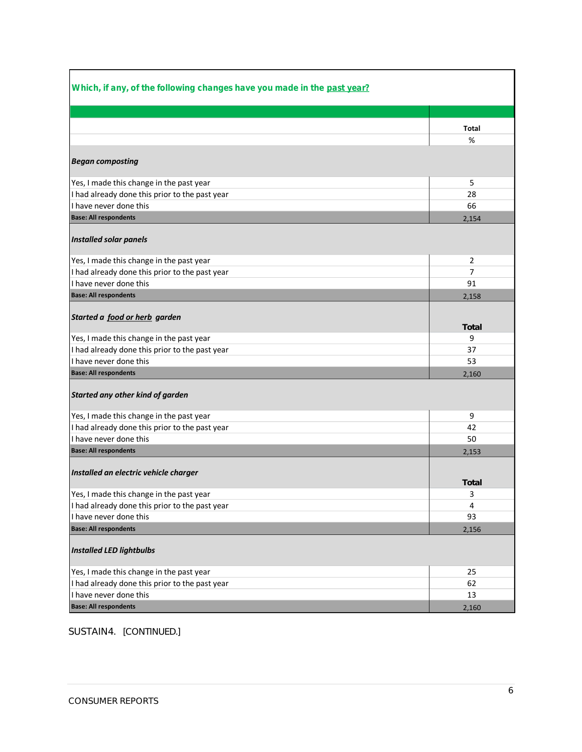**Which, if any, of the following changes have you made in the past year?**

| | Total |
|---|---|
| | % |
| ***Began composting*** | |
| Yes, I made this change in the past year | 5 |
| I had already done this prior to the past year | 28 |
| I have never done this | 66 |
| **Base: All respondents** | 2,154 |
| ***Installed solar panels*** | |
| Yes, I made this change in the past year | 2 |
| I had already done this prior to the past year | 7 |
| I have never done this | 91 |
| **Base: All respondents** | 2,158 |
| ***Started a food or herb garden*** | **Total** |
| Yes, I made this change in the past year | 9 |
| I had already done this prior to the past year | 37 |
| I have never done this | 53 |
| **Base: All respondents** | 2,160 |
| ***Started any other kind of garden*** | |
| Yes, I made this change in the past year | 9 |
| I had already done this prior to the past year | 42 |
| I have never done this | 50 |
| **Base: All respondents** | 2,153 |
| ***Installed an electric vehicle charger*** | **Total** |
| Yes, I made this change in the past year | 3 |
| I had already done this prior to the past year | 4 |
| I have never done this | 93 |
| **Base: All respondents** | 2,156 |
| ***Installed LED lightbulbs*** | |
| Yes, I made this change in the past year | 25 |
| I had already done this prior to the past year | 62 |
| I have never done this | 13 |
| **Base: All respondents** | 2,160 |

SUSTAIN4. [CONTINUED.]

CONSUMER REPORTS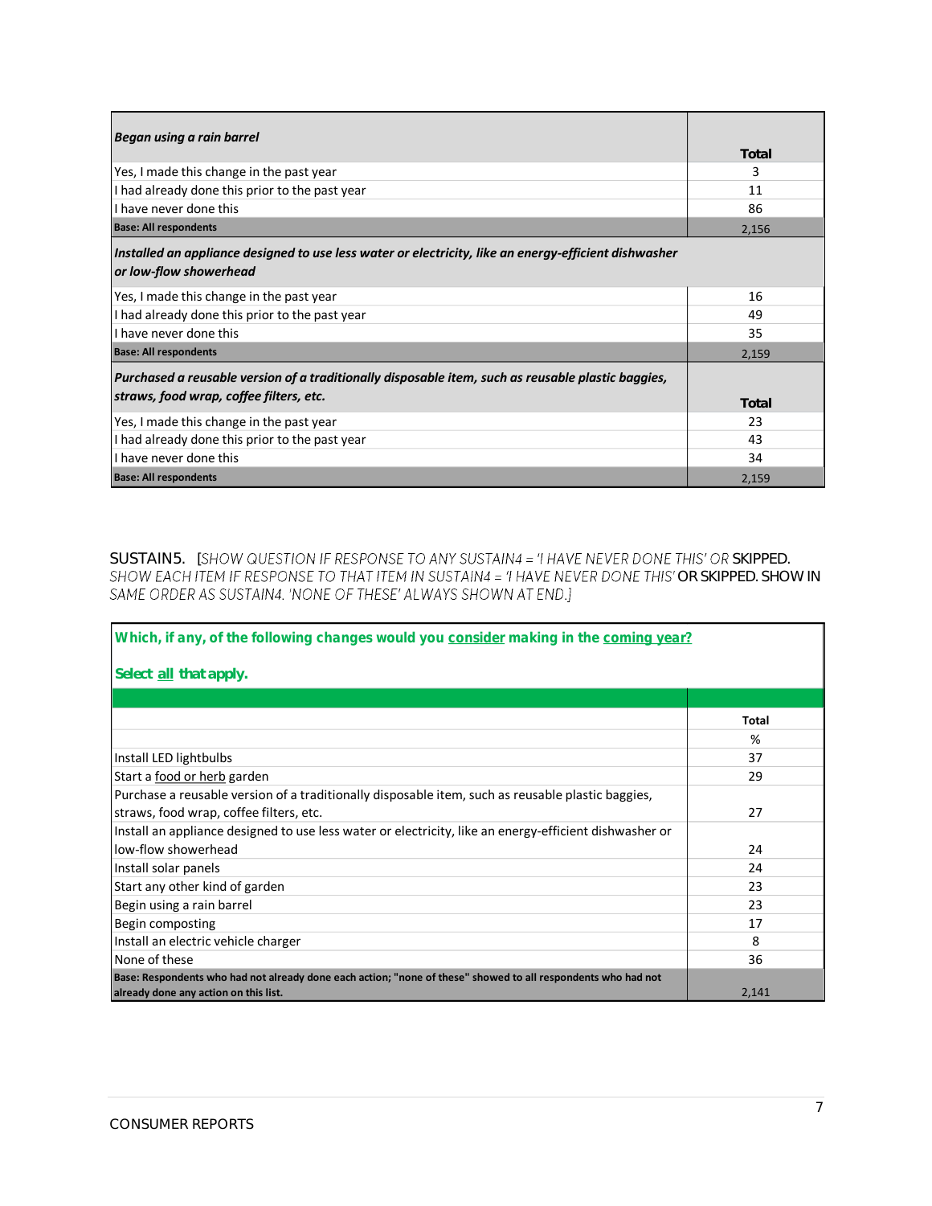| *Began using a rain barrel* | Total |
|---|---|
| Yes, I made this change in the past year | 3 |
| I had already done this prior to the past year | 11 |
| I have never done this | 86 |
| **Base: All respondents** | 2,156 |

| *Installed an appliance designed to use less water or electricity, like an energy-efficient dishwasher or low-flow showerhead* | |
|---|---|
| Yes, I made this change in the past year | 16 |
| I had already done this prior to the past year | 49 |
| I have never done this | 35 |
| **Base: All respondents** | 2,159 |

| *Purchased a reusable version of a traditionally disposable item, such as reusable plastic baggies, straws, food wrap, coffee filters, etc.* | Total |
|---|---|
| Yes, I made this change in the past year | 23 |
| I had already done this prior to the past year | 43 |
| I have never done this | 34 |
| **Base: All respondents** | 2,159 |

SUSTAIN5. [*SHOW QUESTION IF RESPONSE TO ANY SUSTAIN4 = 'I HAVE NEVER DONE THIS' OR* SKIPPED. *SHOW EACH ITEM IF RESPONSE TO THAT ITEM IN SUSTAIN4 = 'I HAVE NEVER DONE THIS'* OR SKIPPED. SHOW IN *SAME ORDER AS SUSTAIN4. 'NONE OF THESE' ALWAYS SHOWN AT END.]*

**Which, if any, of the following changes would you consider making in the coming year?**

**Select all that apply.**

| | Total |
|---|---|
| | % |
| Install LED lightbulbs | 37 |
| Start a food or herb garden | 29 |
| Purchase a reusable version of a traditionally disposable item, such as reusable plastic baggies, straws, food wrap, coffee filters, etc. | 27 |
| Install an appliance designed to use less water or electricity, like an energy-efficient dishwasher or low-flow showerhead | 24 |
| Install solar panels | 24 |
| Start any other kind of garden | 23 |
| Begin using a rain barrel | 23 |
| Begin composting | 17 |
| Install an electric vehicle charger | 8 |
| None of these | 36 |
| **Base: Respondents who had not already done each action; "none of these" showed to all respondents who had not already done any action on this list.** | 2,141 |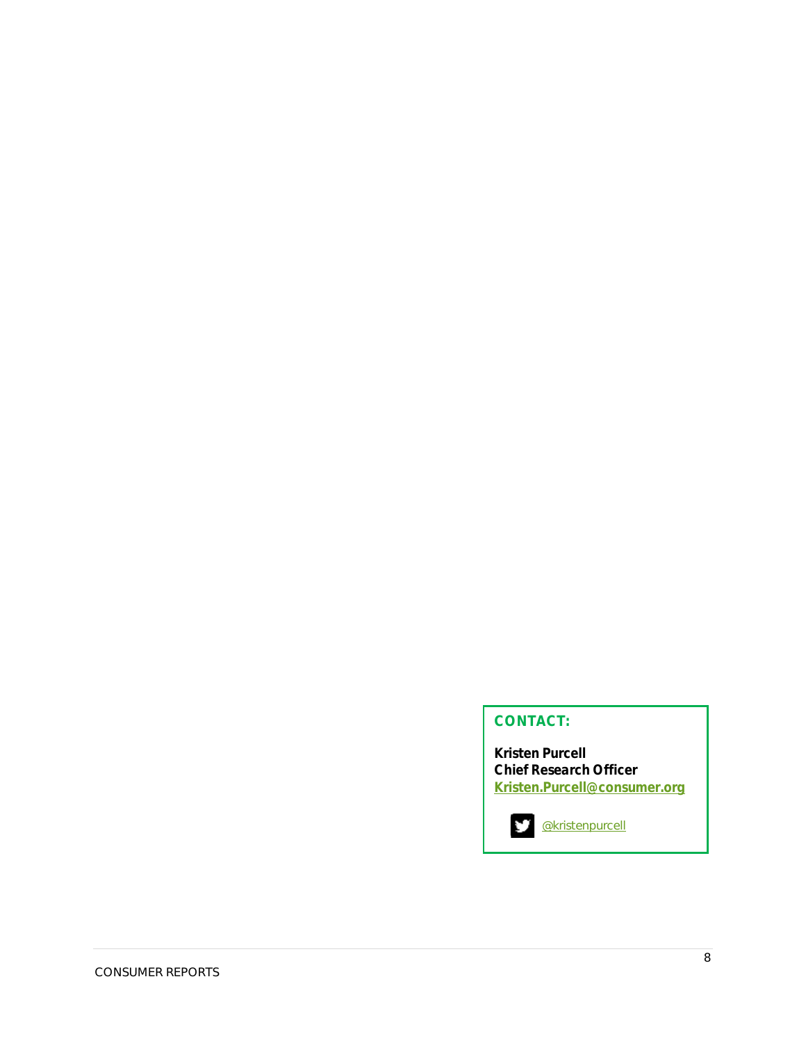**CONTACT:**

**Kristen Purcell**
**Chief Research Officer**
**Kristen.Purcell@consumer.org**

@kristenpurcell